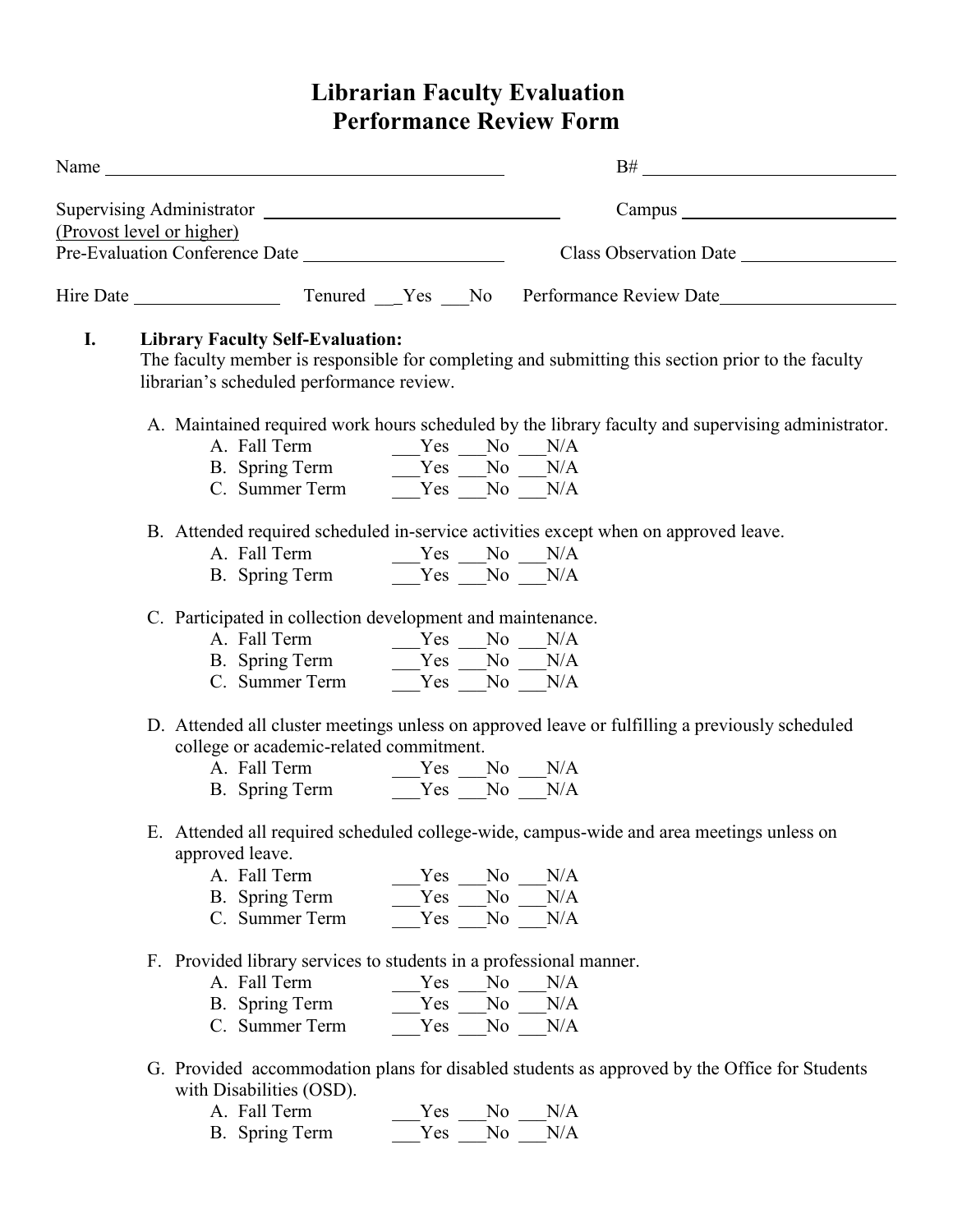# Librarian Faculty Evaluation
# Performance Review Form

Name ______________________________________________ B# ____________________________

Supervising Administrator ________________________________ Campus ______________________
(Provost level or higher)

Pre-Evaluation Conference Date ______________________ Class Observation Date ________________

Hire Date ________________ Tenured ___Yes ___No Performance Review Date___________________

## I. Library Faculty Self-Evaluation:

The faculty member is responsible for completing and submitting this section prior to the faculty librarian's scheduled performance review.

A. Maintained required work hours scheduled by the library faculty and supervising administrator.

- A. Fall Term ___Yes ___No ___N/A
- B. Spring Term ___Yes ___No ___N/A
- C. Summer Term ___Yes ___No ___N/A

B. Attended required scheduled in-service activities except when on approved leave.

- A. Fall Term ___Yes ___No ___N/A
- B. Spring Term ___Yes ___No ___N/A

C. Participated in collection development and maintenance.

- A. Fall Term ___Yes ___No ___N/A
- B. Spring Term ___Yes ___No ___N/A
- C. Summer Term ___Yes ___No ___N/A

D. Attended all cluster meetings unless on approved leave or fulfilling a previously scheduled college or academic-related commitment.

- A. Fall Term ___Yes ___No ___N/A
- B. Spring Term ___Yes ___No ___N/A

E. Attended all required scheduled college-wide, campus-wide and area meetings unless on approved leave.

- A. Fall Term ___Yes ___No ___N/A
- B. Spring Term ___Yes ___No ___N/A
- C. Summer Term ___Yes ___No ___N/A

F. Provided library services to students in a professional manner.

- A. Fall Term ___Yes ___No ___N/A
- B. Spring Term ___Yes ___No ___N/A
- C. Summer Term ___Yes ___No ___N/A

G. Provided accommodation plans for disabled students as approved by the Office for Students with Disabilities (OSD).

- A. Fall Term ___Yes ___No ___N/A
- B. Spring Term ___Yes ___No ___N/A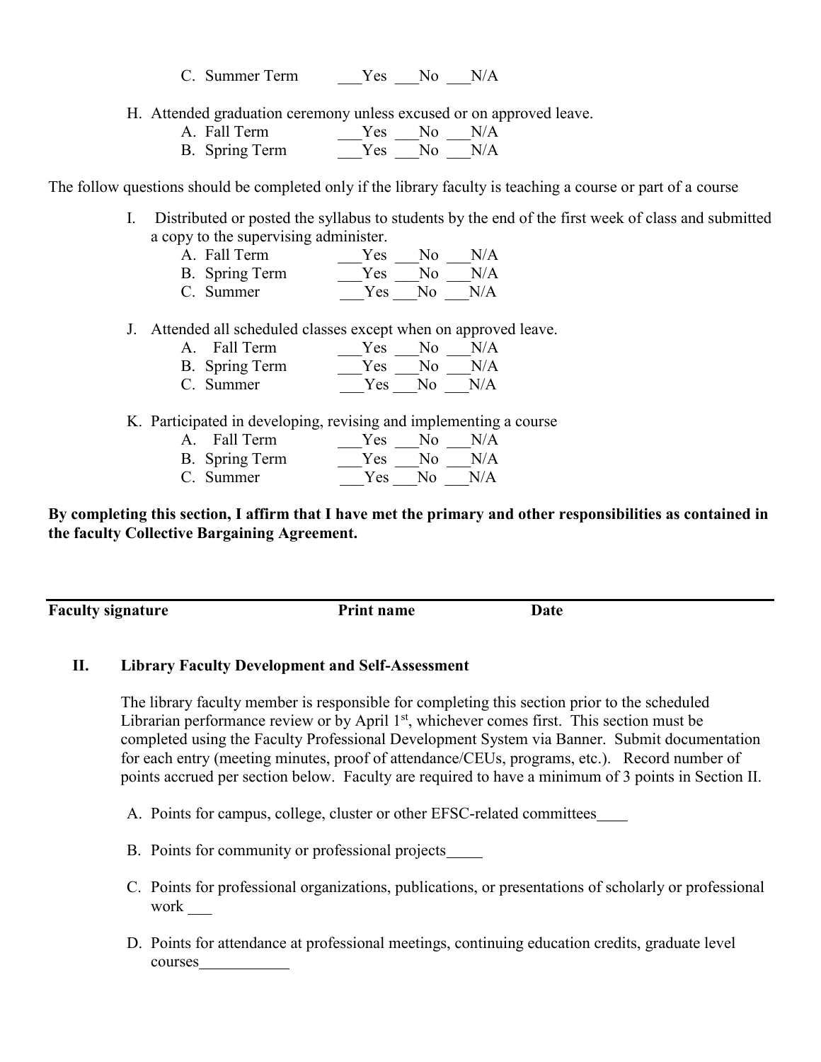C. Summer Term ___Yes ___No ___N/A

H. Attended graduation ceremony unless excused or on approved leave.

A. Fall Term ___Yes ___No ___N/A
B. Spring Term ___Yes ___No ___N/A

The follow questions should be completed only if the library faculty is teaching a course or part of a course

I. Distributed or posted the syllabus to students by the end of the first week of class and submitted a copy to the supervising administer.

A. Fall Term ___Yes ___No ___N/A
B. Spring Term ___Yes ___No ___N/A
C. Summer ___Yes ___No ___N/A

J. Attended all scheduled classes except when on approved leave.

A. Fall Term ___Yes ___No ___N/A
B. Spring Term ___Yes ___No ___N/A
C. Summer ___Yes ___No ___N/A

K. Participated in developing, revising and implementing a course

A. Fall Term ___Yes ___No ___N/A
B. Spring Term ___Yes ___No ___N/A
C. Summer ___Yes ___No ___N/A

**By completing this section, I affirm that I have met the primary and other responsibilities as contained in the faculty Collective Bargaining Agreement.**

---

**Faculty signature** **Print name** **Date**

## II. Library Faculty Development and Self-Assessment

The library faculty member is responsible for completing this section prior to the scheduled Librarian performance review or by April 1st, whichever comes first. This section must be completed using the Faculty Professional Development System via Banner. Submit documentation for each entry (meeting minutes, proof of attendance/CEUs, programs, etc.). Record number of points accrued per section below. Faculty are required to have a minimum of 3 points in Section II.

A. Points for campus, college, cluster or other EFSC-related committees____

B. Points for community or professional projects_____

C. Points for professional organizations, publications, or presentations of scholarly or professional work ___

D. Points for attendance at professional meetings, continuing education credits, graduate level courses___________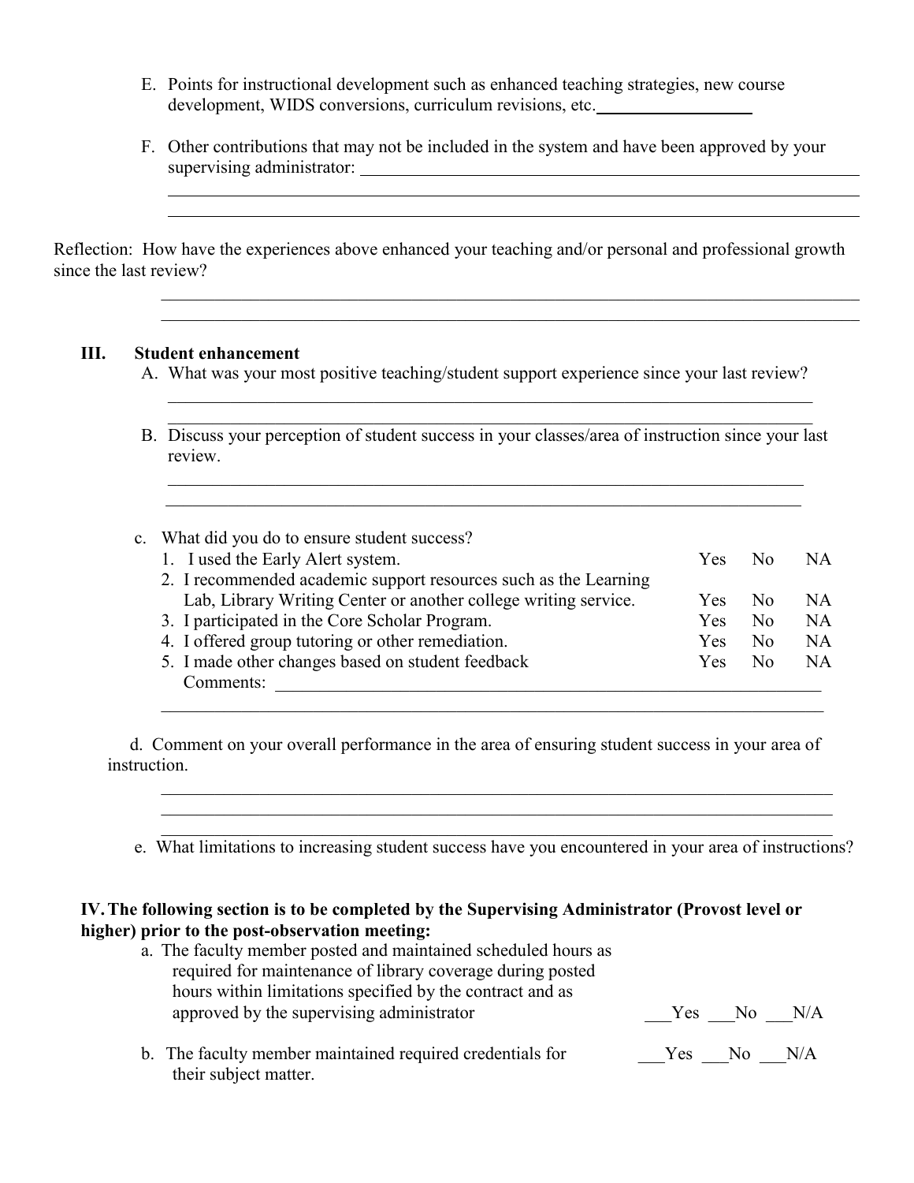E. Points for instructional development such as enhanced teaching strategies, new course development, WIDS conversions, curriculum revisions, etc.__________________

F. Other contributions that may not be included in the system and have been approved by your supervising administrator: ____________________________________________________________

________________________________________________________________________________

________________________________________________________________________________

Reflection: How have the experiences above enhanced your teaching and/or personal and professional growth since the last review?

________________________________________________________________________________

________________________________________________________________________________

**III. Student enhancement**

A. What was your most positive teaching/student support experience since your last review?

________________________________________________________________________________

________________________________________________________________________________

B. Discuss your perception of student success in your classes/area of instruction since your last review.

________________________________________________________________________________

________________________________________________________________________________

c. What did you do to ensure student success?

| | | | |
|---|---|---|---|
| 1. I used the Early Alert system. | Yes | No | NA |
| 2. I recommended academic support resources such as the Learning Lab, Library Writing Center or another college writing service. | Yes | No | NA |
| 3. I participated in the Core Scholar Program. | Yes | No | NA |
| 4. I offered group tutoring or other remediation. | Yes | No | NA |
| 5. I made other changes based on student feedback | Yes | No | NA |

Comments: ______________________________________________________________________

________________________________________________________________________________

d. Comment on your overall performance in the area of ensuring student success in your area of instruction.

________________________________________________________________________________

________________________________________________________________________________

________________________________________________________________________________

e. What limitations to increasing student success have you encountered in your area of instructions?

**IV. The following section is to be completed by the Supervising Administrator (Provost level or higher) prior to the post-observation meeting:**

a. The faculty member posted and maintained scheduled hours as required for maintenance of library coverage during posted hours within limitations specified by the contract and as approved by the supervising administrator ___Yes ___No ___N/A

b. The faculty member maintained required credentials for their subject matter. ___Yes ___No ___N/A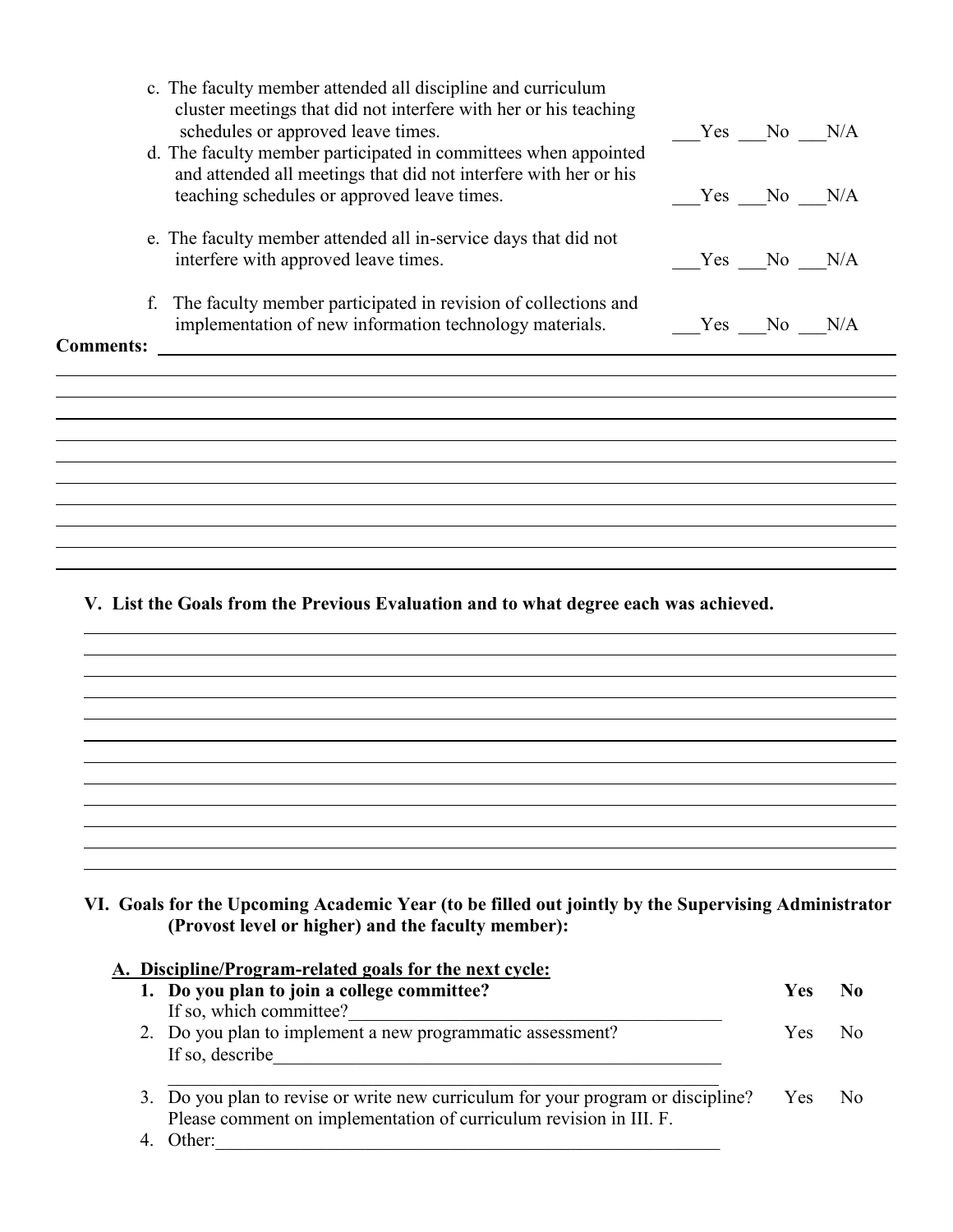c. The faculty member attended all discipline and curriculum cluster meetings that did not interfere with her or his teaching schedules or approved leave times. ___Yes ___No ___N/A

d. The faculty member participated in committees when appointed and attended all meetings that did not interfere with her or his teaching schedules or approved leave times. ___Yes ___No ___N/A

e. The faculty member attended all in-service days that did not interfere with approved leave times. ___Yes ___No ___N/A

f. The faculty member participated in revision of collections and implementation of new information technology materials. ___Yes ___No ___N/A

**Comments:** ______________________________________________________________

______________________________________________________________

______________________________________________________________

______________________________________________________________

______________________________________________________________

______________________________________________________________

______________________________________________________________

______________________________________________________________

______________________________________________________________

______________________________________________________________

**V. List the Goals from the Previous Evaluation and to what degree each was achieved.**

______________________________________________________________

______________________________________________________________

______________________________________________________________

______________________________________________________________

______________________________________________________________

______________________________________________________________

______________________________________________________________

______________________________________________________________

______________________________________________________________

______________________________________________________________

______________________________________________________________

______________________________________________________________

**VI. Goals for the Upcoming Academic Year (to be filled out jointly by the Supervising Administrator (Provost level or higher) and the faculty member):**

**<u>A. Discipline/Program-related goals for the next cycle:</u>**

1. **Do you plan to join a college committee?** **Yes** **No**
   If so, which committee?________________________________________
2. Do you plan to implement a new programmatic assessment? Yes No
   If so, describe____________________________________________________
   ____________________________________________________________
3. Do you plan to revise or write new curriculum for your program or discipline? Yes No
   Please comment on implementation of curriculum revision in III. F.
4. Other:______________________________________________________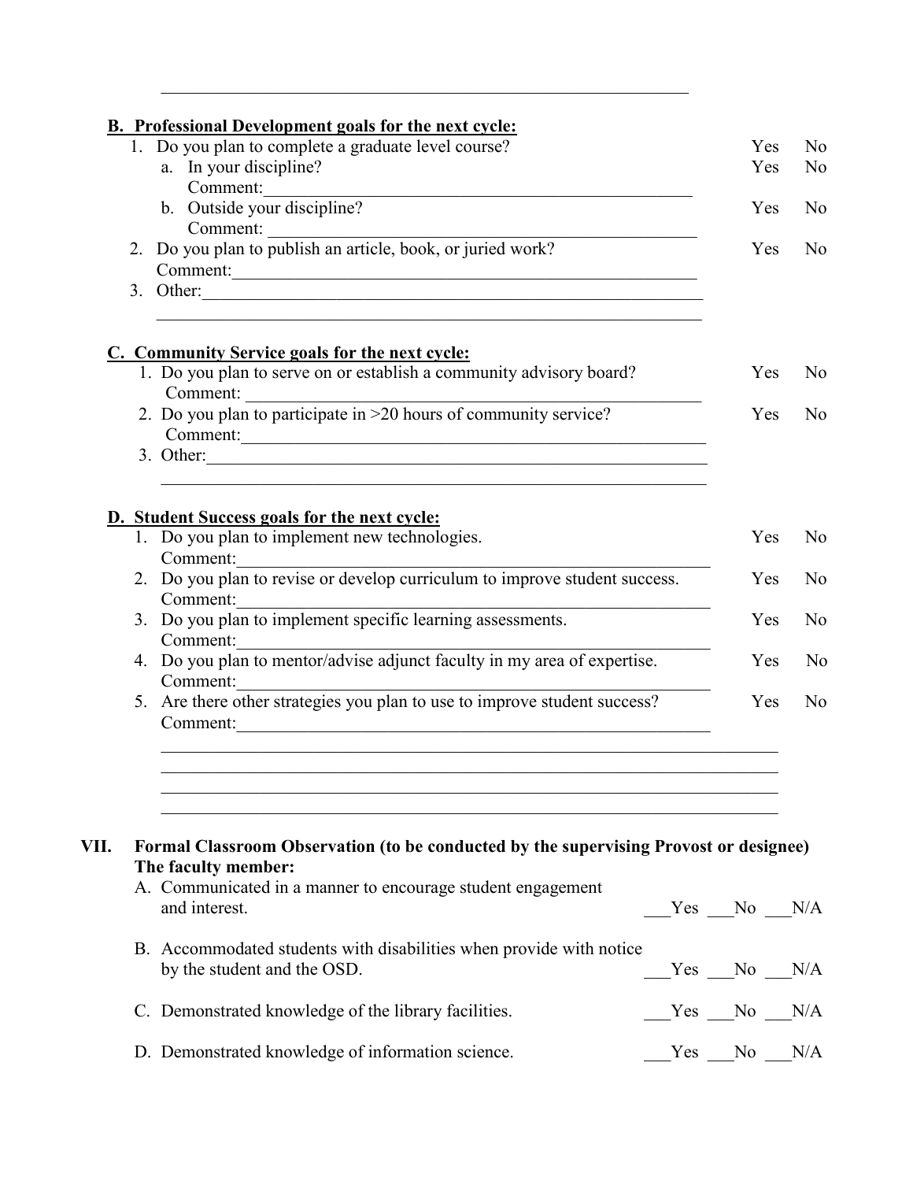______________________________________________________________

**B. Professional Development goals for the next cycle:**

1. Do you plan to complete a graduate level course? Yes No
   a. In your discipline? Yes No
      Comment:__________________________________________________
   b. Outside your discipline? Yes No
      Comment: __________________________________________________
2. Do you plan to publish an article, book, or juried work? Yes No
   Comment:_______________________________________________________
3. Other:_________________________________________________________
   ______________________________________________________________

**C. Community Service goals for the next cycle:**

1. Do you plan to serve on or establish a community advisory board? Yes No
   Comment: ______________________________________________________
2. Do you plan to participate in >20 hours of community service? Yes No
   Comment:_______________________________________________________
3. Other:_________________________________________________________
   ______________________________________________________________

**D. Student Success goals for the next cycle:**

1. Do you plan to implement new technologies. Yes No
   Comment:_______________________________________________________
2. Do you plan to revise or develop curriculum to improve student success. Yes No
   Comment:_______________________________________________________
3. Do you plan to implement specific learning assessments. Yes No
   Comment:_______________________________________________________
4. Do you plan to mentor/advise adjunct faculty in my area of expertise. Yes No
   Comment:_______________________________________________________
5. Are there other strategies you plan to use to improve student success? Yes No
   Comment:_______________________________________________________
   ______________________________________________________________
   ______________________________________________________________
   ______________________________________________________________
   ______________________________________________________________

## VII. Formal Classroom Observation (to be conducted by the supervising Provost or designee)

**The faculty member:**

A. Communicated in a manner to encourage student engagement and interest. ___Yes ___No ___N/A

B. Accommodated students with disabilities when provide with notice by the student and the OSD. ___Yes ___No ___N/A

C. Demonstrated knowledge of the library facilities. ___Yes ___No ___N/A

D. Demonstrated knowledge of information science. ___Yes ___No ___N/A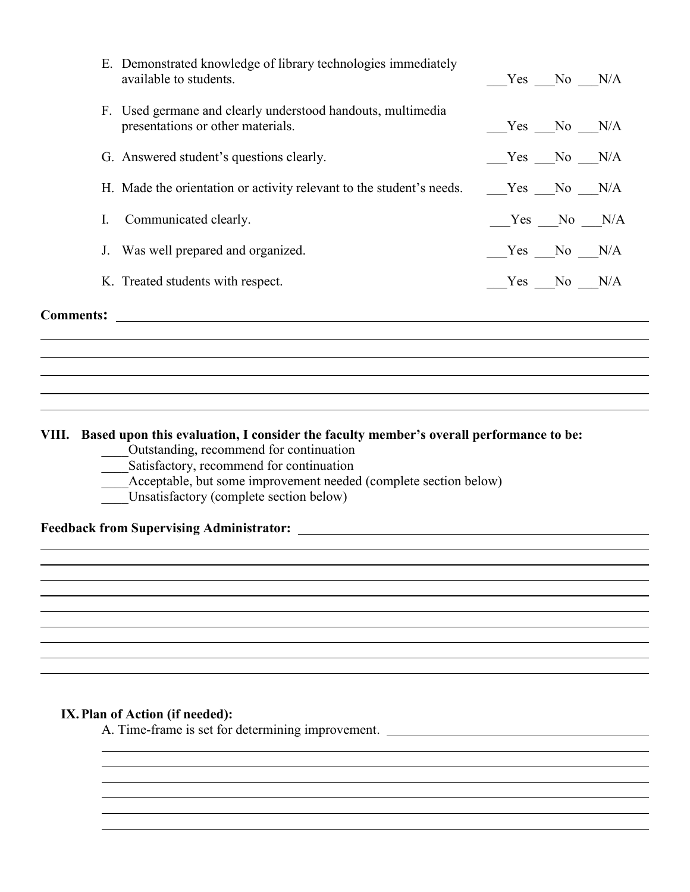E. Demonstrated knowledge of library technologies immediately available to students. ___Yes ___No ___N/A

F. Used germane and clearly understood handouts, multimedia presentations or other materials. ___Yes ___No ___N/A

G. Answered student's questions clearly. ___Yes ___No ___N/A

H. Made the orientation or activity relevant to the student's needs. ___Yes ___No ___N/A

I. Communicated clearly. ___Yes ___No ___N/A

J. Was well prepared and organized. ___Yes ___No ___N/A

K. Treated students with respect. ___Yes ___No ___N/A

**Comments:** ______________________________________________________________

______________________________________________________________

______________________________________________________________

______________________________________________________________

______________________________________________________________

______________________________________________________________

**VIII. Based upon this evaluation, I consider the faculty member's overall performance to be:**

____Outstanding, recommend for continuation
____Satisfactory, recommend for continuation
____Acceptable, but some improvement needed (complete section below)
____Unsatisfactory (complete section below)

**Feedback from Supervising Administrator:** ______________________________________________________________

______________________________________________________________

______________________________________________________________

______________________________________________________________

______________________________________________________________

______________________________________________________________

______________________________________________________________

______________________________________________________________

______________________________________________________________

______________________________________________________________

**IX. Plan of Action (if needed):**

A. Time-frame is set for determining improvement. ______________________________________________________________

______________________________________________________________

______________________________________________________________

______________________________________________________________

______________________________________________________________

______________________________________________________________

______________________________________________________________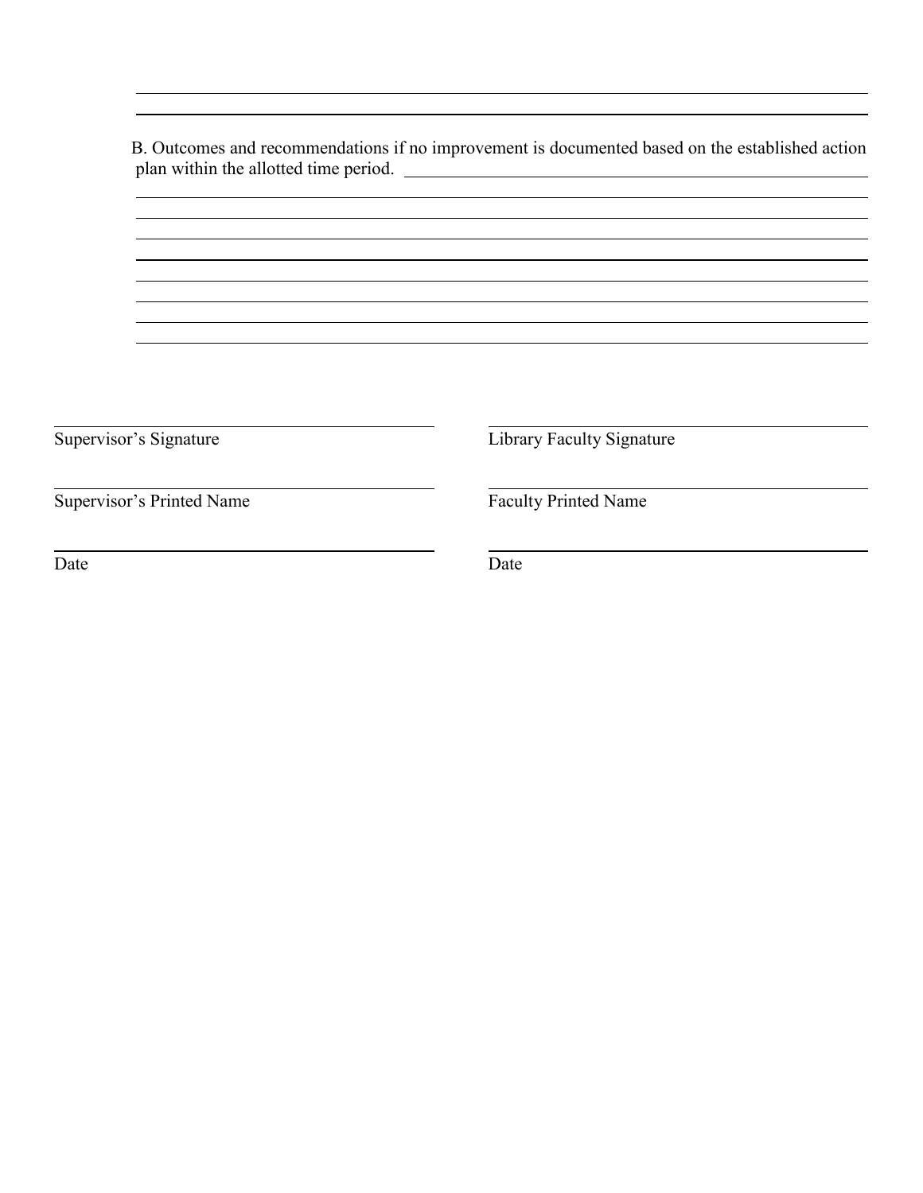B. Outcomes and recommendations if no improvement is documented based on the established action plan within the allotted time period.

Supervisor's Signature

Supervisor's Printed Name

Date

Library Faculty Signature

Faculty Printed Name

Date